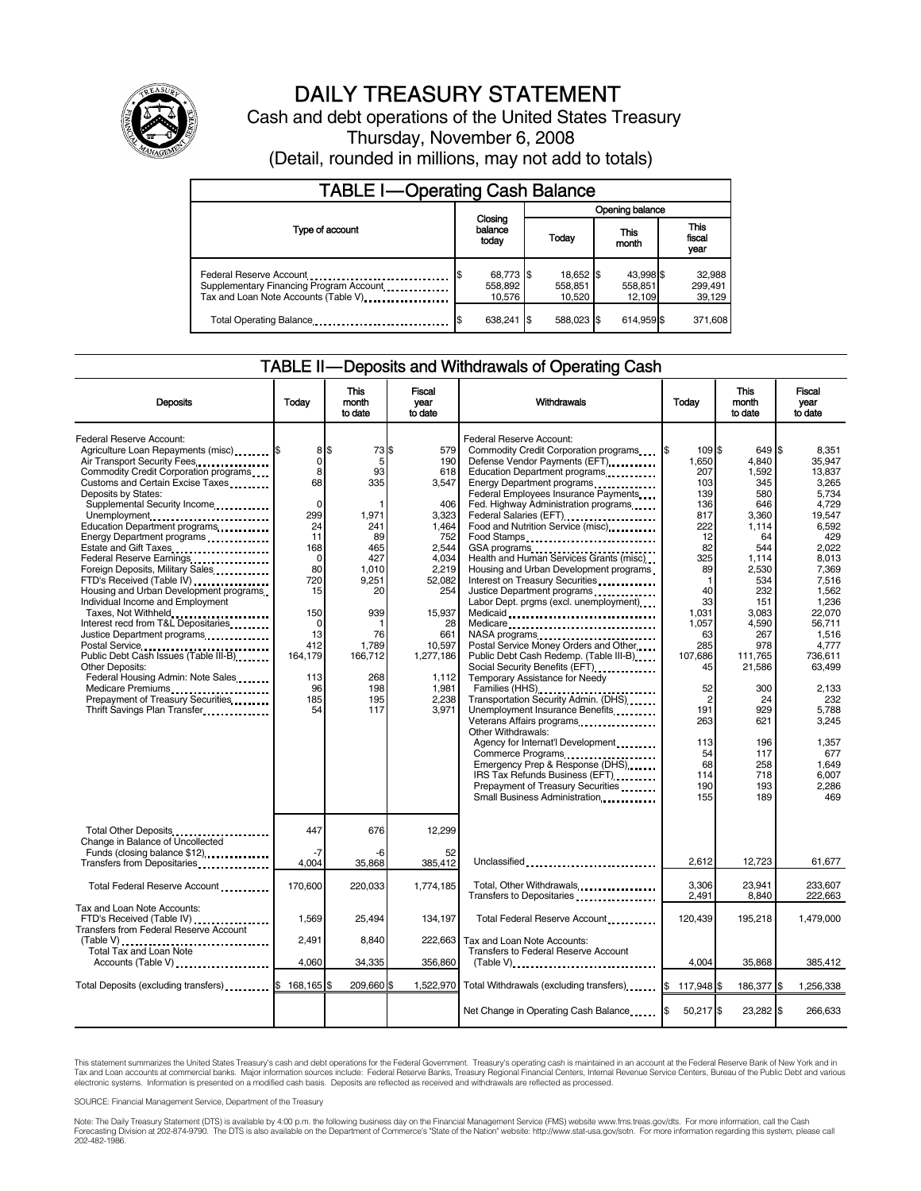# DAILY TREASURY STATEMENT

Cash and debt operations of the United States Treasury

Thursday, November 6, 2008

(Detail, rounded in millions, may not add to totals)

## TABLE I—Operating Cash Balance

| Type of account | Closing balance today | Opening balance Today | Opening balance This month | Opening balance This fiscal year |
|---|---|---|---|---|
| Federal Reserve Account | $ 68,773 | $ 18,652 | $ 43,998 | $ 32,988 |
| Supplementary Financing Program Account | 558,892 | 558,851 | 558,851 | 299,491 |
| Tax and Loan Note Accounts (Table V) | 10,576 | 10,520 | 12,109 | 39,129 |
| Total Operating Balance | $ 638,241 | $ 588,023 | $ 614,959 | $ 371,608 |

## TABLE II—Deposits and Withdrawals of Operating Cash

| Deposits | Today | This month to date | Fiscal year to date |
|---|---|---|---|
| Federal Reserve Account: | | | |
| Agriculture Loan Repayments (misc) | $ 8 | $ 73 | $ 579 |
| Air Transport Security Fees | 0 | 5 | 190 |
| Commodity Credit Corporation programs | 8 | 93 | 618 |
| Customs and Certain Excise Taxes | 68 | 335 | 3,547 |
| Deposits by States: | | | |
| Supplemental Security Income | 0 | 1 | 406 |
| Unemployment | 299 | 1,971 | 3,323 |
| Education Department programs | 24 | 241 | 1,464 |
| Energy Department programs | 11 | 89 | 752 |
| Estate and Gift Taxes | 168 | 465 | 2,544 |
| Federal Reserve Earnings | 0 | 427 | 4,034 |
| Foreign Deposits, Military Sales | 80 | 1,010 | 2,219 |
| FTD's Received (Table IV) | 720 | 9,251 | 52,082 |
| Housing and Urban Development programs | 15 | 20 | 254 |
| Individual Income and Employment Taxes, Not Withheld | 150 | 939 | 15,937 |
| Interest recd from T&L Depositaries | 0 | 1 | 28 |
| Justice Department programs | 13 | 76 | 661 |
| Postal Service | 412 | 1,789 | 10,597 |
| Public Debt Cash Issues (Table III-B) | 164,179 | 166,712 | 1,277,186 |
| Other Deposits: | | | |
| Federal Housing Admin: Note Sales | 113 | 268 | 1,112 |
| Medicare Premiums | 96 | 198 | 1,981 |
| Prepayment of Treasury Securities | 185 | 195 | 2,238 |
| Thrift Savings Plan Transfer | 54 | 117 | 3,971 |
| Total Other Deposits | 447 | 676 | 12,299 |
| Change in Balance of Uncollected Funds (closing balance $12) | -7 | -6 | 52 |
| Transfers from Depositaries | 4,004 | 35,868 | 385,412 |
| Total Federal Reserve Account | 170,600 | 220,033 | 1,774,185 |
| Tax and Loan Note Accounts: | | | |
| FTD's Received (Table IV) | 1,569 | 25,494 | 134,197 |
| Transfers from Federal Reserve Account (Table V) | 2,491 | 8,840 | 222,663 |
| Total Tax and Loan Note Accounts (Table V) | 4,060 | 34,335 | 356,860 |
| Total Deposits (excluding transfers) | $ 168,165 | $ 209,660 | $ 1,522,970 |

| Withdrawals | Today | This month to date | Fiscal year to date |
|---|---|---|---|
| Federal Reserve Account: | | | |
| Commodity Credit Corporation programs | $ 109 | $ 649 | $ 8,351 |
| Defense Vendor Payments (EFT) | 1,650 | 4,840 | 35,947 |
| Education Department programs | 207 | 1,592 | 13,837 |
| Energy Department programs | 103 | 345 | 3,265 |
| Federal Employees Insurance Payments | 139 | 580 | 5,734 |
| Fed. Highway Administration programs | 136 | 646 | 4,729 |
| Federal Salaries (EFT) | 817 | 3,360 | 19,547 |
| Food and Nutrition Service (misc) | 222 | 1,114 | 6,592 |
| Food Stamps | 12 | 64 | 429 |
| GSA programs | 82 | 544 | 2,022 |
| Health and Human Services Grants (misc) | 325 | 1,114 | 8,013 |
| Housing and Urban Development programs | 89 | 2,530 | 7,369 |
| Interest on Treasury Securities | 1 | 534 | 7,516 |
| Justice Department programs | 40 | 232 | 1,562 |
| Labor Dept. prgms (excl. unemployment) | 33 | 151 | 1,236 |
| Medicaid | 1,031 | 3,083 | 22,070 |
| Medicare | 1,057 | 4,590 | 56,711 |
| NASA programs | 63 | 267 | 1,516 |
| Postal Service Money Orders and Other | 285 | 978 | 4,777 |
| Public Debt Cash Redemp. (Table III-B) | 107,686 | 111,765 | 736,611 |
| Social Security Benefits (EFT) | 45 | 21,586 | 63,499 |
| Temporary Assistance for Needy Families (HHS) | 52 | 300 | 2,133 |
| Transportation Security Admin. (DHS) | 2 | 24 | 232 |
| Unemployment Insurance Benefits | 191 | 929 | 5,788 |
| Veterans Affairs programs | 263 | 621 | 3,245 |
| Other Withdrawals: | | | |
| Agency for Internat'l Development | 113 | 196 | 1,357 |
| Commerce Programs | 54 | 117 | 677 |
| Emergency Prep & Response (DHS) | 68 | 258 | 1,649 |
| IRS Tax Refunds Business (EFT) | 114 | 718 | 6,007 |
| Prepayment of Treasury Securities | 190 | 193 | 2,286 |
| Small Business Administration | 155 | 189 | 469 |
| Unclassified | 2,612 | 12,723 | 61,677 |
| Total, Other Withdrawals | 3,306 | 23,941 | 233,607 |
| Transfers to Depositaries | 2,491 | 8,840 | 222,663 |
| Total Federal Reserve Account | 120,439 | 195,218 | 1,479,000 |
| Tax and Loan Note Accounts: | | | |
| Transfers to Federal Reserve Account (Table V) | 4,004 | 35,868 | 385,412 |
| Total Withdrawals (excluding transfers) | $ 117,948 | $ 186,377 | $ 1,256,338 |
| Net Change in Operating Cash Balance | $ 50,217 | $ 23,282 | $ 266,633 |

This statement summarizes the United States Treasury's cash and debt operations for the Federal Government. Treasury's operating cash is maintained in an account at the Federal Reserve Bank of New York and in Tax and Loan accounts at commercial banks. Major information sources include: Federal Reserve Banks, Treasury Regional Financial Centers, Internal Revenue Service Centers, Bureau of the Public Debt and various electronic systems. Information is presented on a modified cash basis. Deposits are reflected as received and withdrawals are reflected as processed.

SOURCE: Financial Management Service, Department of the Treasury

Note: The Daily Treasury Statement (DTS) is available by 4:00 p.m. the following business day on the Financial Management Service (FMS) website www.fms.treas.gov/dts. For more information, call the Cash Forecasting Division at 202-874-9790. The DTS is also available on the Department of Commerce's "State of the Nation" website: http://www.stat-usa.gov/sotn. For more information regarding this system, please call 202-482-1986.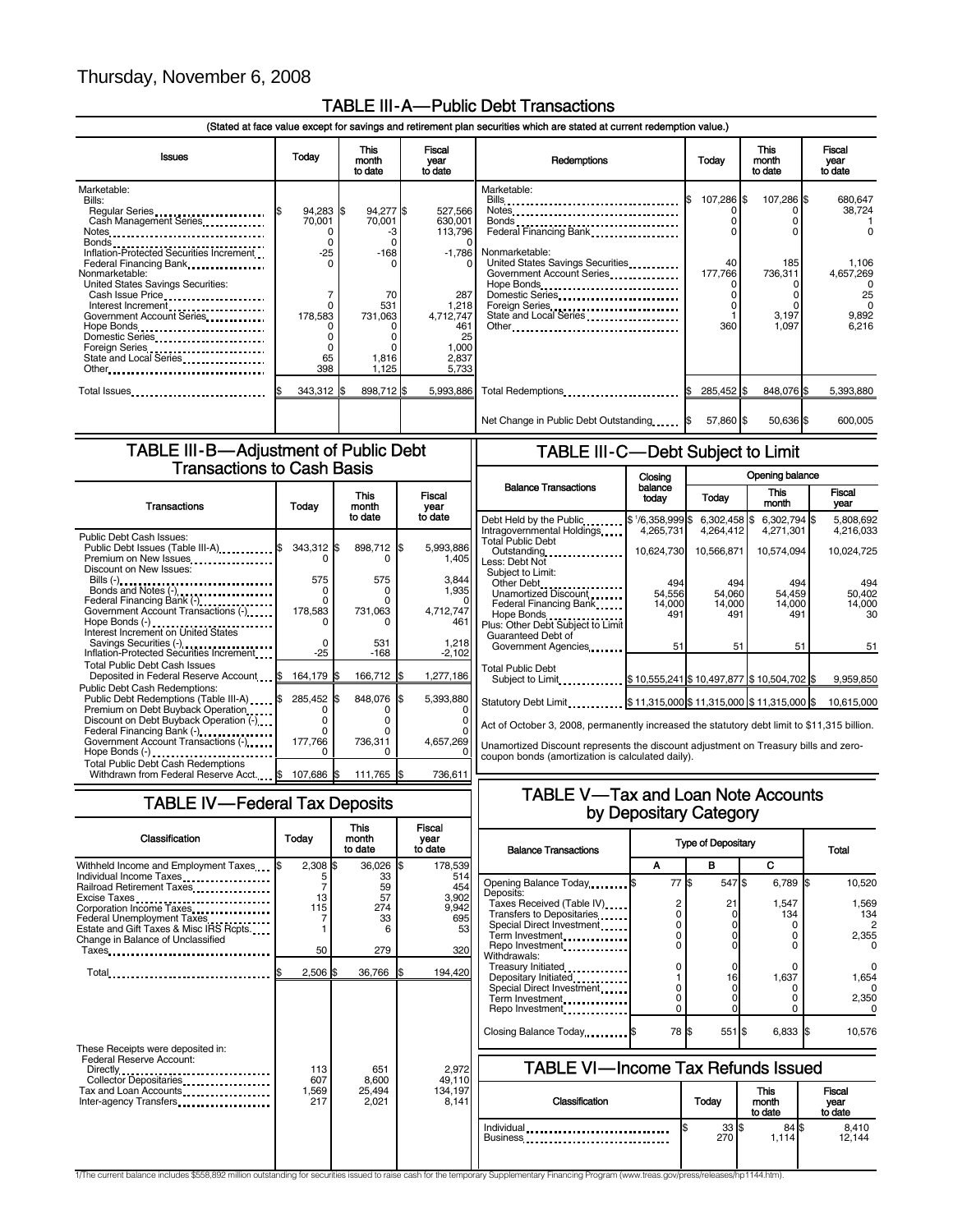Thursday, November 6, 2008

## TABLE III-A—Public Debt Transactions

(Stated at face value except for savings and retirement plan securities which are stated at current redemption value.)

| Issues | Today | This month to date | Fiscal year to date |
|---|---|---|---|
| Marketable: | | | |
| Bills: | | | |
| Regular Series | $ 94,283 | $ 94,277 | $ 527,566 |
| Cash Management Series | 70,001 | 70,001 | 630,001 |
| Notes | 0 | -3 | 113,796 |
| Bonds | 0 | 0 | 0 |
| Inflation-Protected Securities Increment | -25 | -168 | -1,786 |
| Federal Financing Bank | 0 | 0 | 0 |
| Nonmarketable: | | | |
| United States Savings Securities: | | | |
| Cash Issue Price | 7 | 70 | 287 |
| Interest Increment | 0 | 531 | 1,218 |
| Government Account Series | 178,583 | 731,063 | 4,712,747 |
| Hope Bonds | 0 | 0 | 461 |
| Domestic Series | 0 | 0 | 25 |
| Foreign Series | 0 | 0 | 1,000 |
| State and Local Series | 65 | 1,816 | 2,837 |
| Other | 398 | 1,125 | 5,733 |
| Total Issues | $ 343,312 | $ 898,712 | $ 5,993,886 |

| Redemptions | Today | This month to date | Fiscal year to date |
|---|---|---|---|
| Marketable: | | | |
| Bills | $ 107,286 | $ 107,286 | $ 680,647 |
| Notes | 0 | 0 | 38,724 |
| Bonds | 0 | 0 | 1 |
| Federal Financing Bank | 0 | 0 | 0 |
| Nonmarketable: | | | |
| United States Savings Securities | 40 | 185 | 1,106 |
| Government Account Series | 177,766 | 736,311 | 4,657,269 |
| Hope Bonds | 0 | 0 | 0 |
| Domestic Series | 0 | 0 | 25 |
| Foreign Series | 0 | 0 | 0 |
| State and Local Series | 1 | 3,197 | 9,892 |
| Other | 360 | 1,097 | 6,216 |
| Total Redemptions | $ 285,452 | $ 848,076 | $ 5,393,880 |
| Net Change in Public Debt Outstanding | $ 57,860 | $ 50,636 | $ 600,005 |

## TABLE III-B—Adjustment of Public Debt Transactions to Cash Basis

| Transactions | Today | This month to date | Fiscal year to date |
|---|---|---|---|
| Public Debt Cash Issues: | | | |
| Public Debt Issues (Table III-A) | $ 343,312 | $ 898,712 | $ 5,993,886 |
| Premium on New Issues | 0 | 0 | 1,405 |
| Discount on New Issues: | | | |
| Bills (-) | 575 | 575 | 3,844 |
| Bonds and Notes (-) | 0 | 0 | 1,935 |
| Federal Financing Bank (-) | 0 | 0 | 0 |
| Government Account Transactions (-) | 178,583 | 731,063 | 4,712,747 |
| Hope Bonds (-) | 0 | 0 | 461 |
| Interest Increment on United States Savings Securities (-) | 0 | 531 | 1,218 |
| Inflation-Protected Securities Increment | -25 | -168 | -2,102 |
| Total Public Debt Cash Issues Deposited in Federal Reserve Account | $ 164,179 | $ 166,712 | $ 1,277,186 |
| Public Debt Cash Redemptions: | | | |
| Public Debt Redemptions (Table III-A) | $ 285,452 | $ 848,076 | $ 5,393,880 |
| Premium on Debt Buyback Operation | 0 | 0 | 0 |
| Discount on Debt Buyback Operation (-) | 0 | 0 | 0 |
| Federal Financing Bank (-) | 0 | 0 | 0 |
| Government Account Transactions (-) | 177,766 | 736,311 | 4,657,269 |
| Hope Bonds (-) | 0 | 0 | 0 |
| Total Public Debt Cash Redemptions Withdrawn from Federal Reserve Acct. | $ 107,686 | $ 111,765 | $ 736,611 |

## TABLE III-C—Debt Subject to Limit

| Balance Transactions | Closing balance today | Opening balance Today | Opening balance This month | Opening balance Fiscal year |
|---|---|---|---|---|
| Debt Held by the Public | $ [1]6,358,999 | $ 6,302,458 | $ 6,302,794 | $ 5,808,692 |
| Intragovernmental Holdings | 4,265,731 | 4,264,412 | 4,271,301 | 4,216,033 |
| Total Public Debt Outstanding | 10,624,730 | 10,566,871 | 10,574,094 | 10,024,725 |
| Less: Debt Not Subject to Limit: | | | | |
| Other Debt | 494 | 494 | 494 | 494 |
| Unamortized Discount | 54,556 | 54,060 | 54,459 | 50,402 |
| Federal Financing Bank | 14,000 | 14,000 | 14,000 | 14,000 |
| Hope Bonds | 491 | 491 | 491 | 30 |
| Plus: Other Debt Subject to Limit | | | | |
| Guaranteed Debt of Government Agencies | 51 | 51 | 51 | 51 |
| Total Public Debt Subject to Limit | $ 10,555,241 | $ 10,497,877 | $ 10,504,702 | $ 9,959,850 |
| Statutory Debt Limit | $ 11,315,000 | $ 11,315,000 | $ 11,315,000 | $ 10,615,000 |

Act of October 3, 2008, permanently increased the statutory debt limit to $11,315 billion.

Unamortized Discount represents the discount adjustment on Treasury bills and zero-coupon bonds (amortization is calculated daily).

## TABLE IV—Federal Tax Deposits

| Classification | Today | This month to date | Fiscal year to date |
|---|---|---|---|
| Withheld Income and Employment Taxes | $ 2,308 | $ 36,026 | $ 178,539 |
| Individual Income Taxes | 5 | 33 | 514 |
| Railroad Retirement Taxes | 7 | 59 | 454 |
| Excise Taxes | 13 | 57 | 3,902 |
| Corporation Income Taxes | 115 | 274 | 9,942 |
| Federal Unemployment Taxes | 7 | 33 | 695 |
| Estate and Gift Taxes & Misc IRS Rcpts. | 1 | 6 | 53 |
| Change in Balance of Unclassified Taxes | 50 | 279 | 320 |
| Total | $ 2,506 | $ 36,766 | $ 194,420 |
| These Receipts were deposited in: | | | |
| Federal Reserve Account: | | | |
| Directly | 113 | 651 | 2,972 |
| Collector Depositaries | 607 | 8,600 | 49,110 |
| Tax and Loan Accounts | 1,569 | 25,494 | 134,197 |
| Inter-agency Transfers | 217 | 2,021 | 8,141 |

## TABLE V—Tax and Loan Note Accounts by Depositary Category

| Balance Transactions | Type of Depositary A | B | C | Total |
|---|---|---|---|---|
| Opening Balance Today | $ 77 | $ 547 | $ 6,789 | $ 10,520 |
| Deposits: | | | | |
| Taxes Received (Table IV) | 2 | 21 | 1,547 | 1,569 |
| Transfers to Depositaries | 0 | 0 | 134 | 134 |
| Special Direct Investment | 0 | 0 | 0 | 2 |
| Term Investment | 0 | 0 | 0 | 2,355 |
| Repo Investment | 0 | 0 | 0 | 0 |
| Withdrawals: | | | | |
| Treasury Initiated | 0 | 0 | 0 | 0 |
| Depositary Initiated | 1 | 16 | 1,637 | 1,654 |
| Special Direct Investment | 0 | 0 | 0 | 0 |
| Term Investment | 0 | 0 | 0 | 2,350 |
| Repo Investment | 0 | 0 | 0 | 0 |
| Closing Balance Today | $ 78 | $ 551 | $ 6,833 | $ 10,576 |

## TABLE VI—Income Tax Refunds Issued

| Classification | Today | This month to date | Fiscal year to date |
|---|---|---|---|
| Individual | $ 33 | $ 84 | $ 8,410 |
| Business | 270 | 1,114 | 12,144 |

1/The current balance includes $558,892 million outstanding for securities issued to raise cash for the temporary Supplementary Financing Program (www.treas.gov/press/releases/hp1144.htm).